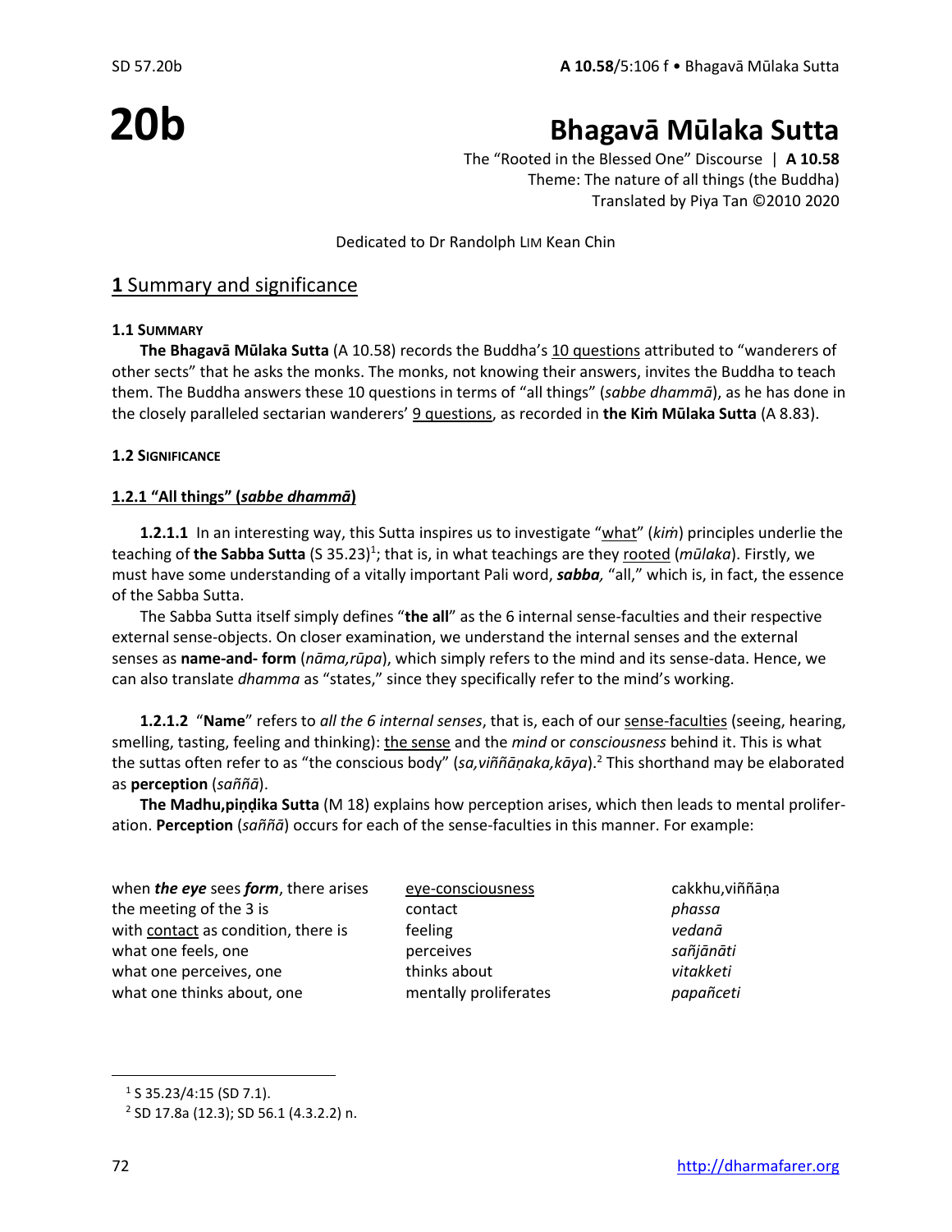# 20b

# Bhagavā Mūlaka Sutta

The "Rooted in the Blessed One" Discourse | **A 10.58**
Theme: The nature of all things (the Buddha)
Translated by Piya Tan ©2010 2020

Dedicated to Dr Randolph LIM Kean Chin

## 1 Summary and significance

### 1.1 SUMMARY

**The Bhagavā Mūlaka Sutta** (A 10.58) records the Buddha's 10 questions attributed to "wanderers of other sects" that he asks the monks. The monks, not knowing their answers, invites the Buddha to teach them. The Buddha answers these 10 questions in terms of "all things" (*sabbe dhammā*), as he has done in the closely paralleled sectarian wanderers' 9 questions, as recorded in **the Kiṁ Mūlaka Sutta** (A 8.83).

### 1.2 SIGNIFICANCE

#### 1.2.1 "All things" (*sabbe dhammā*)

**1.2.1.1** In an interesting way, this Sutta inspires us to investigate "what" (*kiṁ*) principles underlie the teaching of **the Sabba Sutta** (S 35.23)[1]; that is, in what teachings are they rooted (*mūlaka*). Firstly, we must have some understanding of a vitally important Pali word, ***sabba,*** "all," which is, in fact, the essence of the Sabba Sutta.

The Sabba Sutta itself simply defines "**the all**" as the 6 internal sense-faculties and their respective external sense-objects. On closer examination, we understand the internal senses and the external senses as **name-and- form** (*nāma,rūpa*), which simply refers to the mind and its sense-data. Hence, we can also translate *dhamma* as "states," since they specifically refer to the mind's working.

**1.2.1.2** "**Name**" refers to *all the 6 internal senses*, that is, each of our sense-faculties (seeing, hearing, smelling, tasting, feeling and thinking): the sense and the *mind* or *consciousness* behind it. This is what the suttas often refer to as "the conscious body" (*sa,viññāṇaka,kāya*).[2] This shorthand may be elaborated as **perception** (*saññā*).

**The Madhu,piṇḍika Sutta** (M 18) explains how perception arises, which then leads to mental proliferation. **Perception** (*saññā*) occurs for each of the sense-faculties in this manner. For example:

| | | |
|---|---|---|
| when ***the eye*** sees ***form***, there arises | eye-consciousness | cakkhu,viññāṇa |
| the meeting of the 3 is | contact | *phassa* |
| with contact as condition, there is | feeling | *vedanā* |
| what one feels, one | perceives | *sañjānāti* |
| what one perceives, one | thinks about | *vitakketi* |
| what one thinks about, one | mentally proliferates | *papañceti* |

[1] S 35.23/4:15 (SD 7.1).

[2] SD 17.8a (12.3); SD 56.1 (4.3.2.2) n.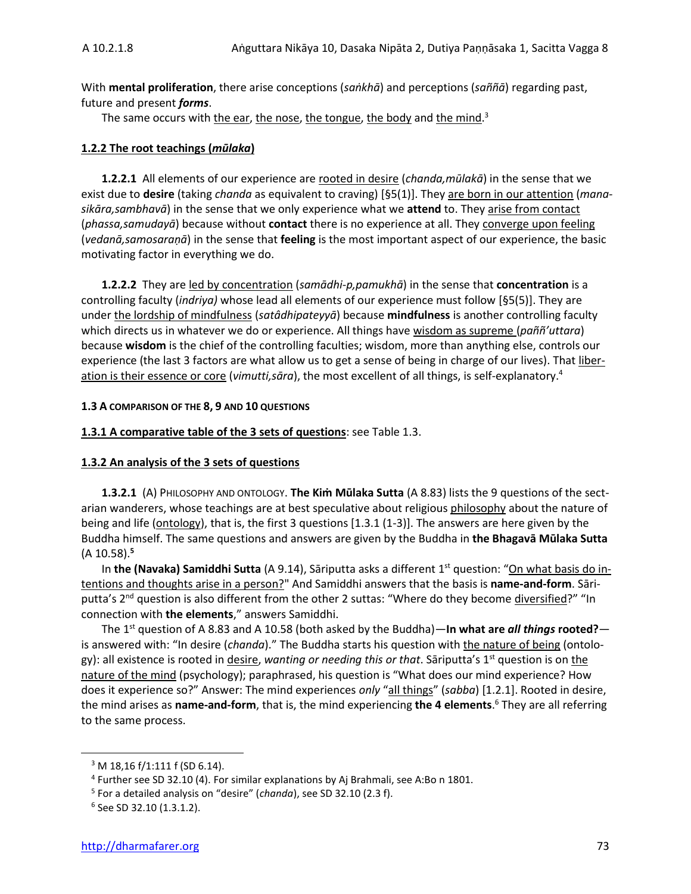With **mental proliferation**, there arise conceptions (*saṅkhā*) and perceptions (*saññā*) regarding past, future and present ***forms***.

The same occurs with the ear, the nose, the tongue, the body and the mind.[3]

**1.2.2 The root teachings (*mūlaka*)**

**1.2.2.1** All elements of our experience are rooted in desire (*chanda,mūlakā*) in the sense that we exist due to **desire** (taking *chanda* as equivalent to craving) [§5(1)]. They are born in our attention (*manasikāra,sambhavā*) in the sense that we only experience what we **attend** to. They arise from contact (*phassa,samudayā*) because without **contact** there is no experience at all. They converge upon feeling (*vedanā,samosaraṇā*) in the sense that **feeling** is the most important aspect of our experience, the basic motivating factor in everything we do.

**1.2.2.2** They are led by concentration (*samādhi-p,pamukhā*) in the sense that **concentration** is a controlling faculty (*indriya)* whose lead all elements of our experience must follow [§5(5)]. They are under the lordship of mindfulness (*satâdhipateyyā*) because **mindfulness** is another controlling faculty which directs us in whatever we do or experience. All things have wisdom as supreme (*paññ'uttara*) because **wisdom** is the chief of the controlling faculties; wisdom, more than anything else, controls our experience (the last 3 factors are what allow us to get a sense of being in charge of our lives). That liberation is their essence or core (*vimutti,sāra*), the most excellent of all things, is self-explanatory.[4]

**1.3 A COMPARISON OF THE 8, 9 AND 10 QUESTIONS**

**1.3.1 A comparative table of the 3 sets of questions**: see Table 1.3.

**1.3.2 An analysis of the 3 sets of questions**

**1.3.2.1** (A) PHILOSOPHY AND ONTOLOGY. **The Kiṁ Mūlaka Sutta** (A 8.83) lists the 9 questions of the sectarian wanderers, whose teachings are at best speculative about religious philosophy about the nature of being and life (ontology), that is, the first 3 questions [1.3.1 (1-3)]. The answers are here given by the Buddha himself. The same questions and answers are given by the Buddha in **the Bhagavā Mūlaka Sutta** (A 10.58).[5]

In **the (Navaka) Samiddhi Sutta** (A 9.14), Sāriputta asks a different 1st question: "On what basis do intentions and thoughts arise in a person?" And Samiddhi answers that the basis is **name-and-form**. Sāriputta's 2nd question is also different from the other 2 suttas: "Where do they become diversified?" "In connection with **the elements**," answers Samiddhi.

The 1st question of A 8.83 and A 10.58 (both asked by the Buddha)—**In what are *all things* rooted?**—is answered with: "In desire (*chanda*)." The Buddha starts his question with the nature of being (ontology): all existence is rooted in desire, *wanting or needing this or that*. Sāriputta's 1st question is on the nature of the mind (psychology); paraphrased, his question is "What does our mind experience? How does it experience so?" Answer: The mind experiences *only* "all things" (*sabba*) [1.2.1]. Rooted in desire, the mind arises as **name-and-form**, that is, the mind experiencing **the 4 elements**.[6] They are all referring to the same process.

---

[3] M 18,16 f/1:111 f (SD 6.14).

[4] Further see SD 32.10 (4). For similar explanations by Aj Brahmali, see A:Bo n 1801.

[5] For a detailed analysis on "desire" (*chanda*), see SD 32.10 (2.3 f).

[6] See SD 32.10 (1.3.1.2).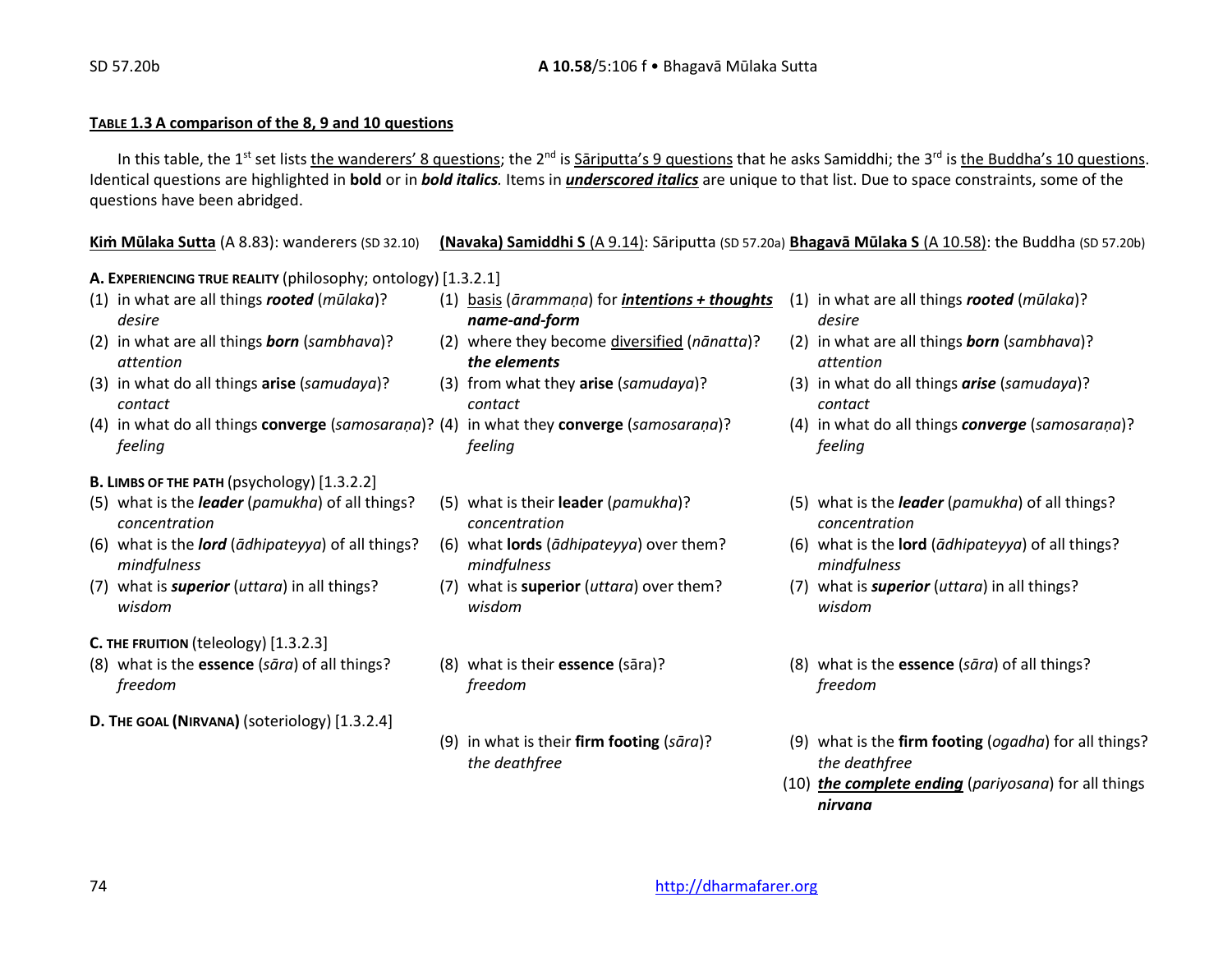**Table 1.3 A comparison of the 8, 9 and 10 questions**

In this table, the 1st set lists the wanderers' 8 questions; the 2nd is Sāriputta's 9 questions that he asks Samiddhi; the 3rd is the Buddha's 10 questions. Identical questions are highlighted in **bold** or in ***bold italics***. Items in ***underscored italics*** are unique to that list. Due to space constraints, some of the questions have been abridged.

| Kiṁ Mūlaka Sutta (A 8.83): wanderers (SD 32.10) | (Navaka) Samiddhi S (A 9.14): Sāriputta (SD 57.20a) | Bhagavā Mūlaka S (A 10.58): the Buddha (SD 57.20b) |
|---|---|---|
| **A. Experiencing true reality** (philosophy; ontology) [1.3.2.1] | | |
| (1) in what are all things ***rooted*** (*mūlaka*)? *desire* | (1) basis (*ārammaṇa*) for ***intentions + thoughts*** ***name-and-form*** | (1) in what are all things ***rooted*** (*mūlaka*)? *desire* |
| (2) in what are all things ***born*** (*sambhava*)? *attention* | (2) where they become diversified (*nānatta*)? ***the elements*** | (2) in what are all things ***born*** (*sambhava*)? *attention* |
| (3) in what do all things **arise** (*samudaya*)? *contact* | (3) from what they **arise** (*samudaya*)? *contact* | (3) in what do all things ***arise*** (*samudaya*)? *contact* |
| (4) in what do all things **converge** (*samosaraṇa*)? *feeling* | (4) in what they **converge** (*samosaraṇa*)? *feeling* | (4) in what do all things ***converge*** (*samosaraṇa*)? *feeling* |
| **B. Limbs of the path** (psychology) [1.3.2.2] | | |
| (5) what is the ***leader*** (*pamukha*) of all things? *concentration* | (5) what is their **leader** (*pamukha*)? *concentration* | (5) what is the ***leader*** (*pamukha*) of all things? *concentration* |
| (6) what is the ***lord*** (*ādhipateyya*) of all things? *mindfulness* | (6) what **lords** (*ādhipateyya*) over them? *mindfulness* | (6) what is the **lord** (*ādhipateyya*) of all things? *mindfulness* |
| (7) what is ***superior*** (*uttara*) in all things? *wisdom* | (7) what is **superior** (*uttara*) over them? *wisdom* | (7) what is ***superior*** (*uttara*) in all things? *wisdom* |
| **C. The fruition** (teleology) [1.3.2.3] | | |
| (8) what is the **essence** (*sāra*) of all things? *freedom* | (8) what is their **essence** (sāra)? *freedom* | (8) what is the **essence** (*sāra*) of all things? *freedom* |
| **D. The goal (Nirvana)** (soteriology) [1.3.2.4] | | |
| | (9) in what is their **firm footing** (*sāra*)? *the deathfree* | (9) what is the **firm footing** (*ogadha*) for all things? *the deathfree* |
| | | (10) ***the complete ending*** (*pariyosana*) for all things ***nirvana*** |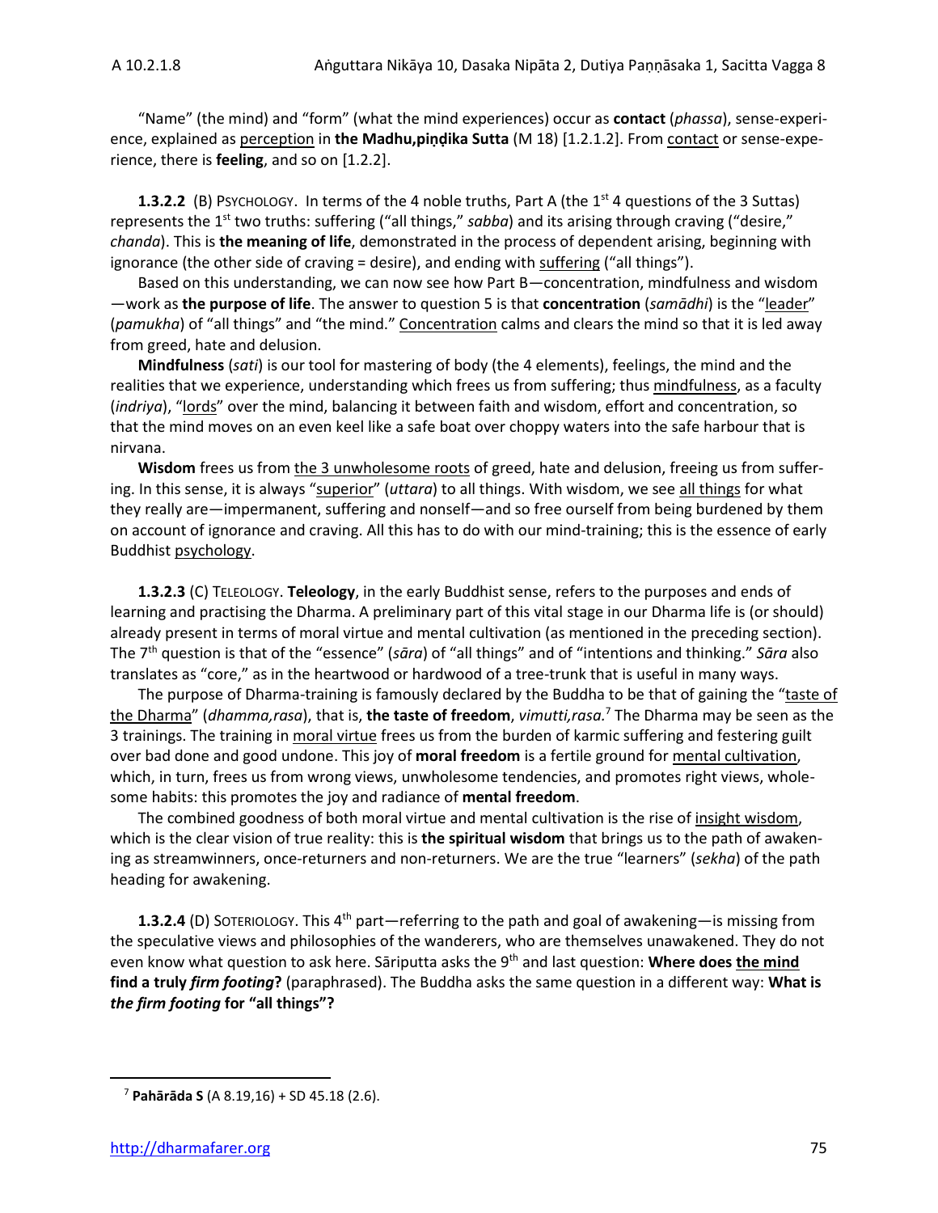"Name" (the mind) and "form" (what the mind experiences) occur as **contact** (*phassa*), sense-experience, explained as perception in **the Madhu,piṇḍika Sutta** (M 18) [1.2.1.2]. From contact or sense-experience, there is **feeling**, and so on [1.2.2].

**1.3.2.2** (B) PSYCHOLOGY. In terms of the 4 noble truths, Part A (the 1st 4 questions of the 3 Suttas) represents the 1st two truths: suffering ("all things," *sabba*) and its arising through craving ("desire," *chanda*). This is **the meaning of life**, demonstrated in the process of dependent arising, beginning with ignorance (the other side of craving = desire), and ending with suffering ("all things").

Based on this understanding, we can now see how Part B—concentration, mindfulness and wisdom—work as **the purpose of life**. The answer to question 5 is that **concentration** (*samādhi*) is the "leader" (*pamukha*) of "all things" and "the mind." Concentration calms and clears the mind so that it is led away from greed, hate and delusion.

**Mindfulness** (*sati*) is our tool for mastering of body (the 4 elements), feelings, the mind and the realities that we experience, understanding which frees us from suffering; thus mindfulness, as a faculty (*indriya*), "lords" over the mind, balancing it between faith and wisdom, effort and concentration, so that the mind moves on an even keel like a safe boat over choppy waters into the safe harbour that is nirvana.

**Wisdom** frees us from the 3 unwholesome roots of greed, hate and delusion, freeing us from suffering. In this sense, it is always "superior" (*uttara*) to all things. With wisdom, we see all things for what they really are—impermanent, suffering and nonself—and so free ourself from being burdened by them on account of ignorance and craving. All this has to do with our mind-training; this is the essence of early Buddhist psychology.

**1.3.2.3** (C) TELEOLOGY. **Teleology**, in the early Buddhist sense, refers to the purposes and ends of learning and practising the Dharma. A preliminary part of this vital stage in our Dharma life is (or should) already present in terms of moral virtue and mental cultivation (as mentioned in the preceding section). The 7th question is that of the "essence" (*sāra*) of "all things" and of "intentions and thinking." *Sāra* also translates as "core," as in the heartwood or hardwood of a tree-trunk that is useful in many ways.

The purpose of Dharma-training is famously declared by the Buddha to be that of gaining the "taste of the Dharma" (*dhamma,rasa*), that is, **the taste of freedom**, *vimutti,rasa*.[7] The Dharma may be seen as the 3 trainings. The training in moral virtue frees us from the burden of karmic suffering and festering guilt over bad done and good undone. This joy of **moral freedom** is a fertile ground for mental cultivation, which, in turn, frees us from wrong views, unwholesome tendencies, and promotes right views, wholesome habits: this promotes the joy and radiance of **mental freedom**.

The combined goodness of both moral virtue and mental cultivation is the rise of insight wisdom, which is the clear vision of true reality: this is **the spiritual wisdom** that brings us to the path of awakening as streamwinners, once-returners and non-returners. We are the true "learners" (*sekha*) of the path heading for awakening.

**1.3.2.4** (D) SOTERIOLOGY. This 4th part—referring to the path and goal of awakening—is missing from the speculative views and philosophies of the wanderers, who are themselves unawakened. They do not even know what question to ask here. Sāriputta asks the 9th and last question: **Where does the mind find a truly *firm footing*?** (paraphrased). The Buddha asks the same question in a different way: **What is *the firm footing* for "all things"?**

---

[7] **Pahārāda S** (A 8.19,16) + SD 45.18 (2.6).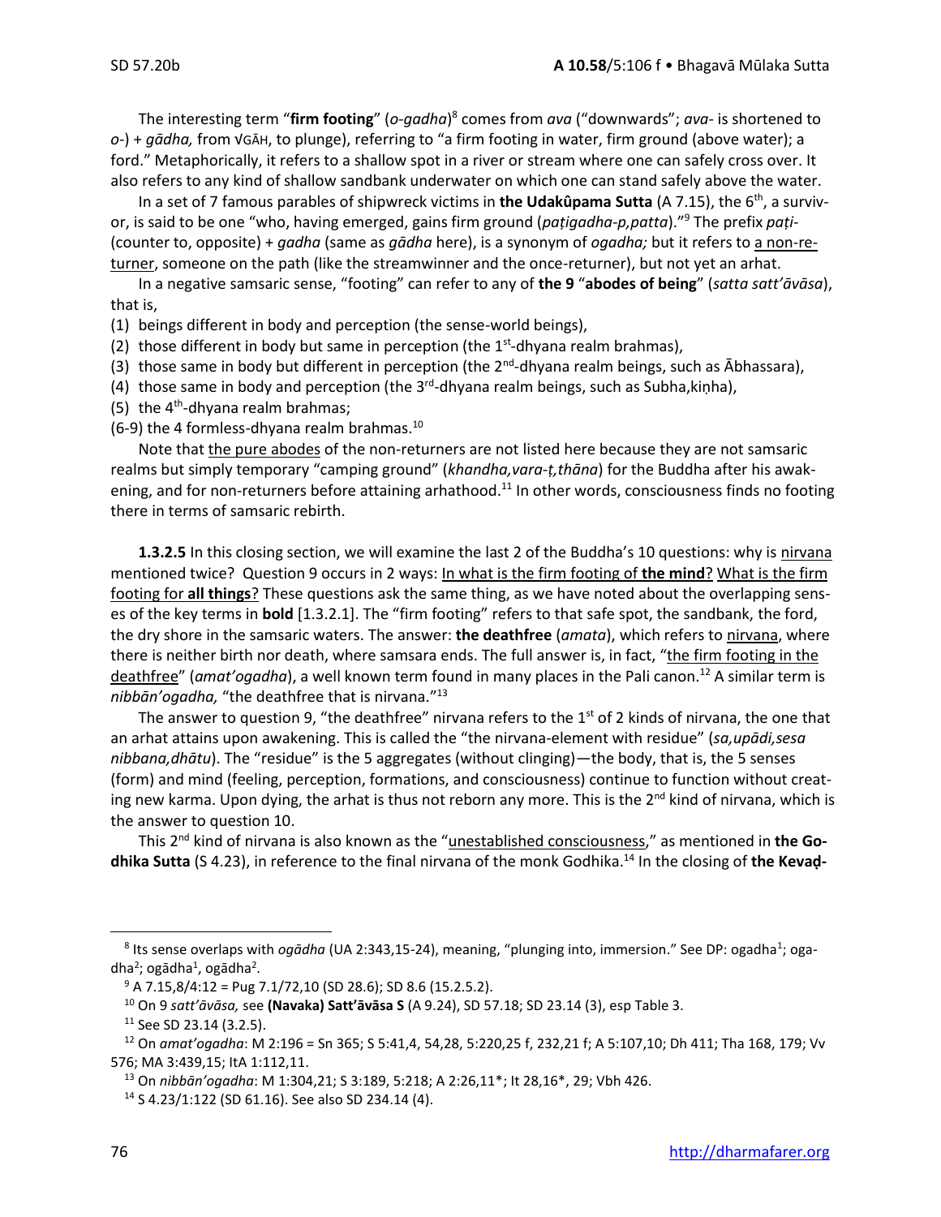The interesting term "**firm footing**" (*o-gadha*)[8] comes from *ava* ("downwards"; *ava-* is shortened to *o-*) + *gādha,* from √GĀH, to plunge), referring to "a firm footing in water, firm ground (above water); a ford." Metaphorically, it refers to a shallow spot in a river or stream where one can safely cross over. It also refers to any kind of shallow sandbank underwater on which one can stand safely above the water.

In a set of 7 famous parables of shipwreck victims in **the Udakûpama Sutta** (A 7.15), the 6th, a survivor, is said to be one "who, having emerged, gains firm ground (*paṭigadha-p,patta*)."[9] The prefix *paṭi-* (counter to, opposite) + *gadha* (same as *gādha* here), is a synonym of *ogadha;* but it refers to <u>a non-returner</u>, someone on the path (like the streamwinner and the once-returner), but not yet an arhat.

In a negative samsaric sense, "footing" can refer to any of **the 9** "**abodes of being**" (*satta satt'āvāsa*), that is,

(1) beings different in body and perception (the sense-world beings),
(2) those different in body but same in perception (the 1st-dhyana realm brahmas),
(3) those same in body but different in perception (the 2nd-dhyana realm beings, such as Ābhassara),
(4) those same in body and perception (the 3rd-dhyana realm beings, such as Subha,kiṇha),
(5) the 4th-dhyana realm brahmas;
(6-9) the 4 formless-dhyana realm brahmas.[10]

Note that <u>the pure abodes</u> of the non-returners are not listed here because they are not samsaric realms but simply temporary "camping ground" (*khandha,vara-ṭ,thāna*) for the Buddha after his awakening, and for non-returners before attaining arhathood.[11] In other words, consciousness finds no footing there in terms of samsaric rebirth.

**1.3.2.5** In this closing section, we will examine the last 2 of the Buddha's 10 questions: why is <u>nirvana</u> mentioned twice? Question 9 occurs in 2 ways: <u>In what is the firm footing of **the mind**? What is the firm footing for **all things**?</u> These questions ask the same thing, as we have noted about the overlapping senses of the key terms in **bold** [1.3.2.1]. The "firm footing" refers to that safe spot, the sandbank, the ford, the dry shore in the samsaric waters. The answer: **the deathfree** (*amata*), which refers to <u>nirvana</u>, where there is neither birth nor death, where samsara ends. The full answer is, in fact, "<u>the firm footing in the deathfree</u>" (*amat'ogadha*), a well known term found in many places in the Pali canon.[12] A similar term is *nibbān'ogadha,* "the deathfree that is nirvana."[13]

The answer to question 9, "the deathfree" nirvana refers to the 1st of 2 kinds of nirvana, the one that an arhat attains upon awakening. This is called the "the nirvana-element with residue" (*sa,upādi,sesa nibbana,dhātu*). The "residue" is the 5 aggregates (without clinging)—the body, that is, the 5 senses (form) and mind (feeling, perception, formations, and consciousness) continue to function without creating new karma. Upon dying, the arhat is thus not reborn any more. This is the 2nd kind of nirvana, which is the answer to question 10.

This 2nd kind of nirvana is also known as the "<u>unestablished consciousness</u>," as mentioned in **the Godhika Sutta** (S 4.23), in reference to the final nirvana of the monk Godhika.[14] In the closing of **the Kevaḍ-**

---

[8] Its sense overlaps with *ogādha* (UA 2:343,15-24), meaning, "plunging into, immersion." See DP: ogadha¹; ogadha²; ogādha¹, ogādha².

[9] A 7.15,8/4:12 = Pug 7.1/72,10 (SD 28.6); SD 8.6 (15.2.5.2).

[10] On 9 *satt'āvāsa,* see **(Navaka) Satt'āvāsa S** (A 9.24), SD 57.18; SD 23.14 (3), esp Table 3.

[11] See SD 23.14 (3.2.5).

[12] On *amat'ogadha*: M 2:196 = Sn 365; S 5:41,4, 54,28, 5:220,25 f, 232,21 f; A 5:107,10; Dh 411; Tha 168, 179; Vv 576; MA 3:439,15; ItA 1:112,11.

[13] On *nibbān'ogadha*: M 1:304,21; S 3:189, 5:218; A 2:26,11*; It 28,16*, 29; Vbh 426.

[14] S 4.23/1:122 (SD 61.16). See also SD 234.14 (4).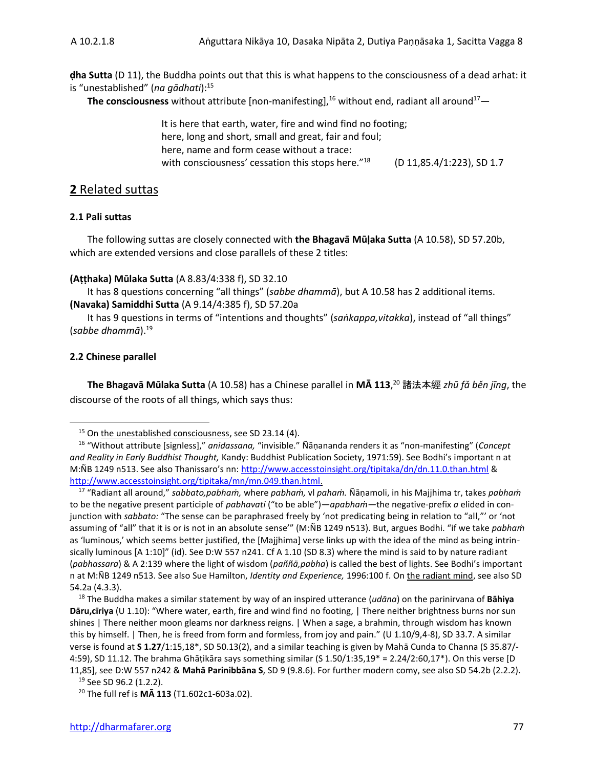**ḍha Sutta** (D 11), the Buddha points out that this is what happens to the consciousness of a dead arhat: it is "unestablished" (*na gādhati*):[15]

**The consciousness** without attribute [non-manifesting],[16] without end, radiant all around[17]—

> It is here that earth, water, fire and wind find no footing;
> here, long and short, small and great, fair and foul;
> here, name and form cease without a trace:
> with consciousness' cessation this stops here."[18] (D 11,85.4/1:223), SD 1.7

## 2 Related suttas

### 2.1 Pali suttas

The following suttas are closely connected with **the Bhagavā Mūḷaka Sutta** (A 10.58), SD 57.20b, which are extended versions and close parallels of these 2 titles:

**(Aṭṭhaka) Mūlaka Sutta** (A 8.83/4:338 f), SD 32.10
It has 8 questions concerning "all things" (*sabbe dhammā*), but A 10.58 has 2 additional items.
**(Navaka) Samiddhi Sutta** (A 9.14/4:385 f), SD 57.20a
It has 9 questions in terms of "intentions and thoughts" (*saṅkappa,vitakka*), instead of "all things" (*sabbe dhammā*).[19]

### 2.2 Chinese parallel

**The Bhagavā Mūlaka Sutta** (A 10.58) has a Chinese parallel in **MĀ 113**,[20] 諸法本經 *zhū fǎ běn jīng*, the discourse of the roots of all things, which says thus:

---

[15] On the unestablished consciousness, see SD 23.14 (4).

[16] "Without attribute [signless]," *anidassana,* "invisible." Ñāṇananda renders it as "non-manifesting" (*Concept and Reality in Early Buddhist Thought,* Kandy: Buddhist Publication Society, 1971:59). See Bodhi's important n at M:ÑB 1249 n513. See also Thanissaro's nn: http://www.accesstoinsight.org/tipitaka/dn/dn.11.0.than.html & http://www.accesstoinsight.org/tipitaka/mn/mn.049.than.html.

[17] "Radiant all around," *sabbato,pabhaṁ,* where *pabhaṁ,* vl *pahaṁ.* Ñāṇamoli, in his Majjhima tr, takes *pabhaṁ* to be the negative present participle of *pabhavati* ("to be able")—*apabhaṁ*—the negative-prefix *a* elided in conjunction with *sabbato:* "The sense can be paraphrased freely by 'not predicating being in relation to "all,"' or 'not assuming of "all" that it is or is not in an absolute sense'" (M:ÑB 1249 n513). But, argues Bodhi. "if we take *pabhaṁ* as 'luminous,' which seems better justified, the [Majjhima] verse links up with the idea of the mind as being intrinsically luminous [A 1:10]" (id). See D:W 557 n241. Cf A 1.10 (SD 8.3) where the mind is said to by nature radiant (*pabhassara*) & A 2:139 where the light of wisdom (*paññā,pabha*) is called the best of lights. See Bodhi's important n at M:ÑB 1249 n513. See also Sue Hamilton, *Identity and Experience,* 1996:100 f. On the radiant mind, see also SD 54.2a (4.3.3).

[18] The Buddha makes a similar statement by way of an inspired utterance (*udāna*) on the parinirvana of **Bāhiya Dāru,cīriya** (U 1.10): "Where water, earth, fire and wind find no footing, | There neither brightness burns nor sun shines | There neither moon gleams nor darkness reigns. | When a sage, a brahmin, through wisdom has known this by himself. | Then, he is freed from form and formless, from joy and pain." (U 1.10/9,4-8), SD 33.7. A similar verse is found at **S 1.27**/1:15,18*, SD 50.13(2), and a similar teaching is given by Mahā Cunda to Channa (S 35.87/-4:59), SD 11.12. The brahma Ghāṭikāra says something similar (S 1.50/1:35,19* = 2.24/2:60,17*). On this verse [D 11,85], see D:W 557 n242 & **Mahā Parinibbāna S**, SD 9 (9.8.6). For further modern comy, see also SD 54.2b (2.2.2).

[19] See SD 96.2 (1.2.2).

[20] The full ref is **MĀ 113** (T1.602c1-603a.02).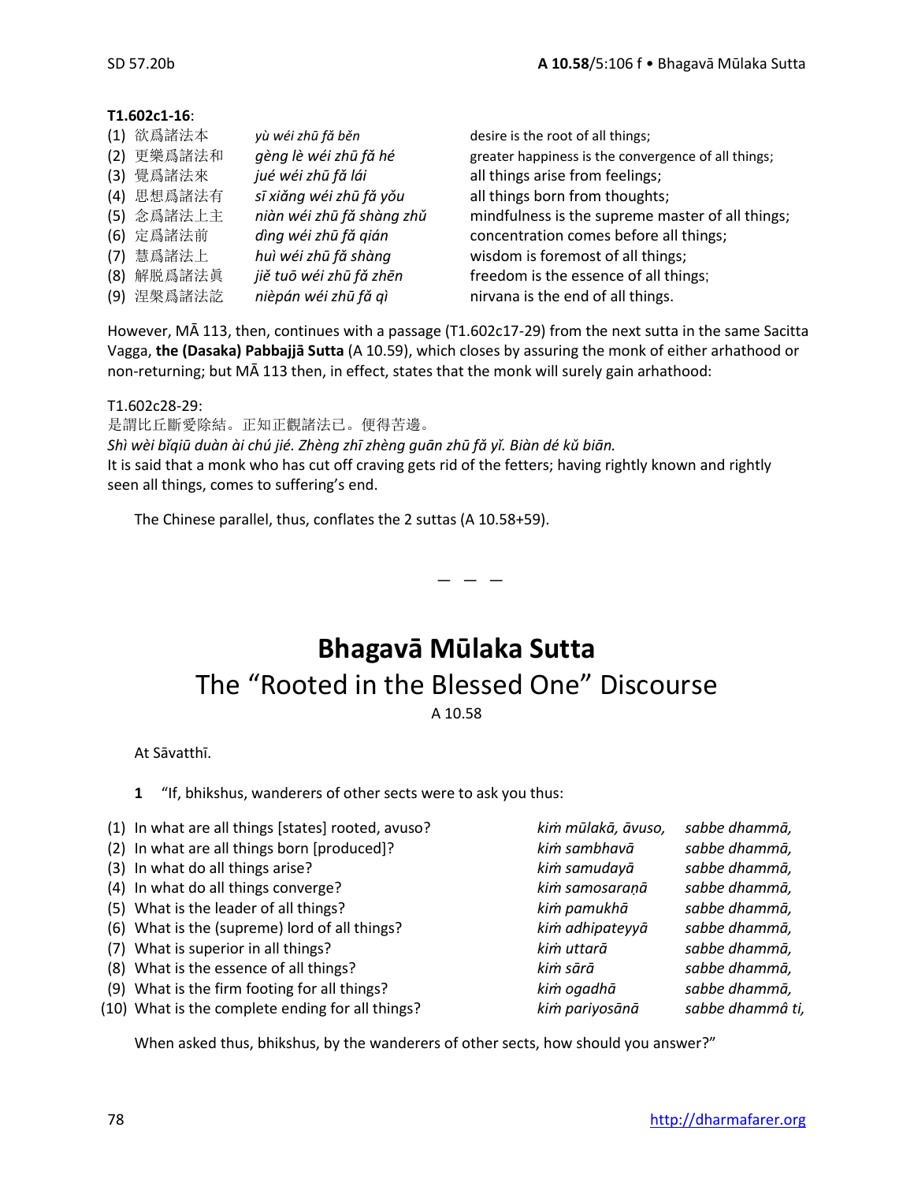**T1.602c1-16**:

| | | |
|---|---|---|
| (1) 欲爲諸法本 | *yù wéi zhū fǎ běn* | desire is the root of all things; |
| (2) 更樂爲諸法和 | *gèng lè wéi zhū fǎ hé* | greater happiness is the convergence of all things; |
| (3) 覺爲諸法來 | *jué wéi zhū fǎ lái* | all things arise from feelings; |
| (4) 思想爲諸法有 | *sī xiǎng wéi zhū fǎ yǒu* | all things born from thoughts; |
| (5) 念爲諸法上主 | *niàn wéi zhū fǎ shàng zhǔ* | mindfulness is the supreme master of all things; |
| (6) 定爲諸法前 | *dìng wéi zhū fǎ qián* | concentration comes before all things; |
| (7) 慧爲諸法上 | *huì wéi zhū fǎ shàng* | wisdom is foremost of all things; |
| (8) 解脱爲諸法眞 | *jiě tuō wéi zhū fǎ zhēn* | freedom is the essence of all things; |
| (9) 涅槃爲諸法訖 | *nièpán wéi zhū fǎ qì* | nirvana is the end of all things. |

However, MĀ 113, then, continues with a passage (T1.602c17-29) from the next sutta in the same Sacitta Vagga, **the (Dasaka) Pabbajjā Sutta** (A 10.59), which closes by assuring the monk of either arhathood or non-returning; but MĀ 113 then, in effect, states that the monk will surely gain arhathood:

T1.602c28-29:
是謂比丘斷愛除結。正知正觀諸法已。便得苦邊。
*Shì wèi bǐqiū duàn ài chú jié. Zhèng zhī zhèng guān zhū fǎ yǐ. Biàn dé kǔ biān.*
It is said that a monk who has cut off craving gets rid of the fetters; having rightly known and rightly seen all things, comes to suffering's end.

The Chinese parallel, thus, conflates the 2 suttas (A 10.58+59).

— — —

# Bhagavā Mūlaka Sutta

## The "Rooted in the Blessed One" Discourse

A 10.58

At Sāvatthī.

**1** "If, bhikshus, wanderers of other sects were to ask you thus:

| | | |
|---|---|---|
| (1) In what are all things [states] rooted, avuso? | *kiṁ mūlakā, āvuso,* | *sabbe dhammā,* |
| (2) In what are all things born [produced]? | *kiṁ sambhavā* | *sabbe dhammā,* |
| (3) In what do all things arise? | *kiṁ samudayā* | *sabbe dhammā,* |
| (4) In what do all things converge? | *kiṁ samosaraṇā* | *sabbe dhammā,* |
| (5) What is the leader of all things? | *kiṁ pamukhā* | *sabbe dhammā,* |
| (6) What is the (supreme) lord of all things? | *kiṁ adhipateyyā* | *sabbe dhammā,* |
| (7) What is superior in all things? | *kiṁ uttarā* | *sabbe dhammā,* |
| (8) What is the essence of all things? | *kiṁ sārā* | *sabbe dhammā,* |
| (9) What is the firm footing for all things? | *kiṁ ogadhā* | *sabbe dhammā,* |
| (10) What is the complete ending for all things? | *kiṁ pariyosānā* | *sabbe dhammâ ti,* |

When asked thus, bhikshus, by the wanderers of other sects, how should you answer?"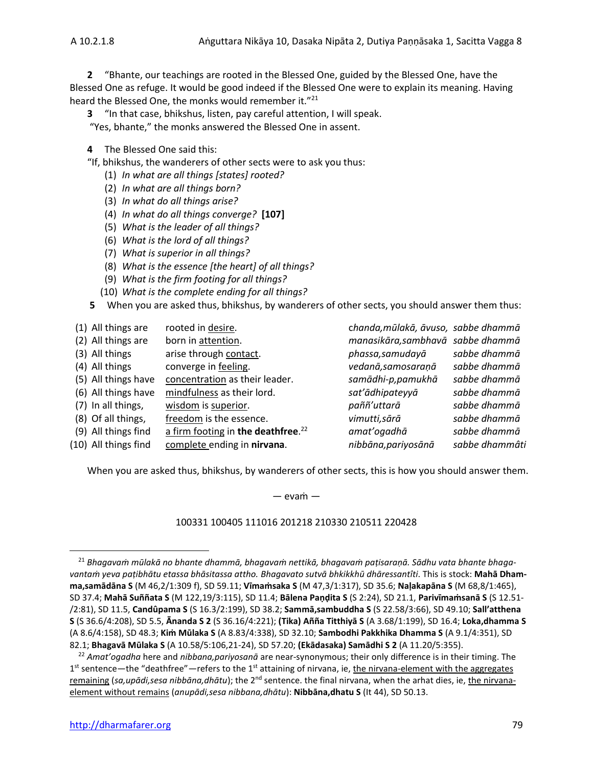**2** "Bhante, our teachings are rooted in the Blessed One, guided by the Blessed One, have the Blessed One as refuge. It would be good indeed if the Blessed One were to explain its meaning. Having heard the Blessed One, the monks would remember it."[21]

**3** "In that case, bhikshus, listen, pay careful attention, I will speak.

"Yes, bhante," the monks answered the Blessed One in assent.

**4** The Blessed One said this:

"If, bhikshus, the wanderers of other sects were to ask you thus:

(1) *In what are all things [states] rooted?*
(2) *In what are all things born?*
(3) *In what do all things arise?*
(4) *In what do all things converge?* **[107]**
(5) *What is the leader of all things?*
(6) *What is the lord of all things?*
(7) *What is superior in all things?*
(8) *What is the essence [the heart] of all things?*
(9) *What is the firm footing for all things?*
(10) *What is the complete ending for all things?*

**5** When you are asked thus, bhikshus, by wanderers of other sects, you should answer them thus:

| | | | |
|---|---|---|---|
| (1) All things are | rooted in desire. | *chanda,mūlakā, āvuso,* | *sabbe dhammā* |
| (2) All things are | born in attention. | *manasikāra,sambhavā* | *sabbe dhammā* |
| (3) All things | arise through contact. | *phassa,samudayā* | *sabbe dhammā* |
| (4) All things | converge in feeling. | *vedanā,samosaraṇā* | *sabbe dhammā* |
| (5) All things have | concentration as their leader. | *samādhi-p,pamukhā* | *sabbe dhammā* |
| (6) All things have | mindfulness as their lord. | *sat'ādhipateyyā* | *sabbe dhammā* |
| (7) In all things, | wisdom is superior. | *paññ'uttarā* | *sabbe dhammā* |
| (8) Of all things, | freedom is the essence. | *vimutti,sārā* | *sabbe dhammā* |
| (9) All things find | a firm footing in **the deathfree**.[22] | *amat'ogadhā* | *sabbe dhammā* |
| (10) All things find | complete ending in **nirvana**. | *nibbāna,pariyosānā* | *sabbe dhammâti* |

When you are asked thus, bhikshus, by wanderers of other sects, this is how you should answer them.

— evaṁ —

100331 100405 111016 201218 210330 210511 220428

---

[21] *Bhagavaṁ mūlakā no bhante dhammā, bhagavaṁ nettikā, bhagavaṁ paṭisaraṇā. Sādhu vata bhante bhagavantaṁ yeva paṭibhātu etassa bhāsitassa attho. Bhagavato sutvā bhkikkhū dhāressantîti*. This is stock: **Mahā Dhamma,samādāna S** (M 46,2/1:309 f), SD 59.11; **Vīmaṁsaka S** (M 47,3/1:317), SD 35.6; **Naḷakapāna S** (M 68,8/1:465), SD 37.4; **Mahā Suññata S** (M 122,19/3:115), SD 11.4; **Bālena Paṇḍita S** (S 2:24), SD 21.1, **Parivīmaṁsanā S** (S 12.51-/2:81), SD 11.5, **Candûpama S** (S 16.3/2:199), SD 38.2; **Sammā,sambuddha S** (S 22.58/3:66), SD 49.10; **Sall'atthena S** (S 36.6/4:208), SD 5.5, **Ānanda S 2** (S 36.16/4:221); **(Tika) Añña Titthiyā S** (A 3.68/1:199), SD 16.4; **Loka,dhamma S** (A 8.6/4:158), SD 48.3; **Kiṁ Mūlaka S** (A 8.83/4:338), SD 32.10; **Sambodhi Pakkhika Dhamma S** (A 9.1/4:351), SD 82.1; **Bhagavā Mūlaka S** (A 10.58/5:106,21-24), SD 57.20; **(Ekādasaka) Samādhi S 2** (A 11.20/5:355).

[22] *Amat'ogadha* here and *nibbana,pariyosanā* are near-synonymous; their only difference is in their timing. The 1st sentence—the "deathfree"—refers to the 1st attaining of nirvana, ie, the nirvana-element with the aggregates remaining (*sa,upādi,sesa nibbāna,dhātu*); the 2nd sentence. the final nirvana, when the arhat dies, ie, the nirvana-element without remains (*anupādi,sesa nibbana,dhātu*): **Nibbāna,dhatu S** (It 44), SD 50.13.

http://dharmafarer.org